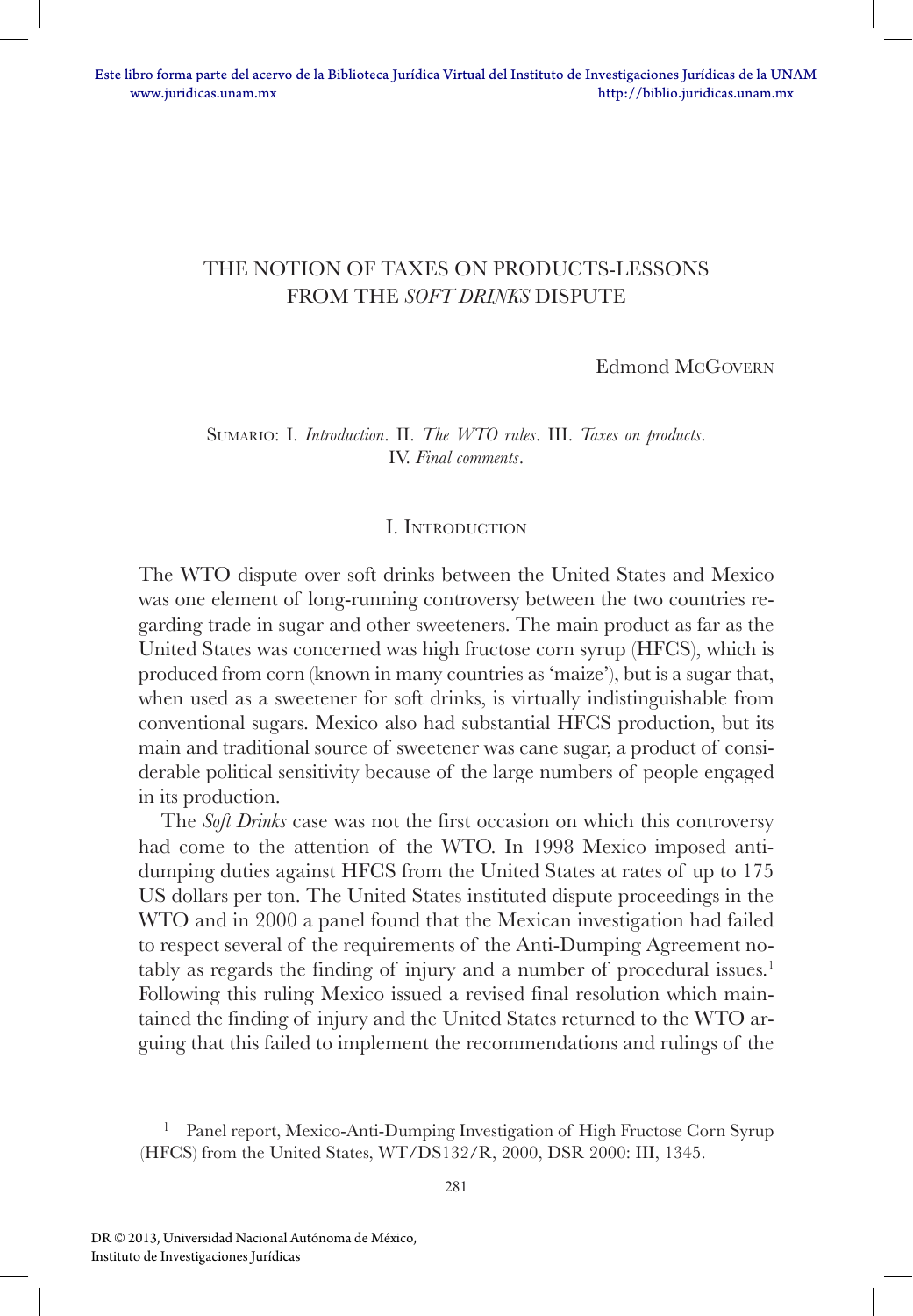# THE NOTION OF TAXES ON PRODUCTS-LESSONS FROM THE *SOFT DRINKS* DISPUTE

Edmond McGovern

Sumario: I. *Introduction*. II. *The WTO rules*. III. *Taxes on products*. IV. *Final comments*.

## I. Introduction

The WTO dispute over soft drinks between the United States and Mexico was one element of long-running controversy between the two countries regarding trade in sugar and other sweeteners. The main product as far as the United States was concerned was high fructose corn syrup (HFCS), which is produced from corn (known in many countries as 'maize'), but is a sugar that, when used as a sweetener for soft drinks, is virtually indistinguishable from conventional sugars. Mexico also had substantial HFCS production, but its main and traditional source of sweetener was cane sugar, a product of considerable political sensitivity because of the large numbers of people engaged in its production.

The *Soft Drinks* case was not the first occasion on which this controversy had come to the attention of the WTO. In 1998 Mexico imposed anti-dumping duties against HFCS from the United States at rates of up to 175 US dollars per ton. The United States instituted dispute proceedings in the WTO and in 2000 a panel found that the Mexican investigation had failed to respect several of the requirements of the Anti-Dumping Agreement notably as regards the finding of injury and a number of procedural issues.[1] Following this ruling Mexico issued a revised final resolution which maintained the finding of injury and the United States returned to the WTO arguing that this failed to implement the recommendations and rulings of the

[1] Panel report, Mexico-Anti-Dumping Investigation of High Fructose Corn Syrup (HFCS) from the United States, WT/DS132/R, 2000, DSR 2000: III, 1345.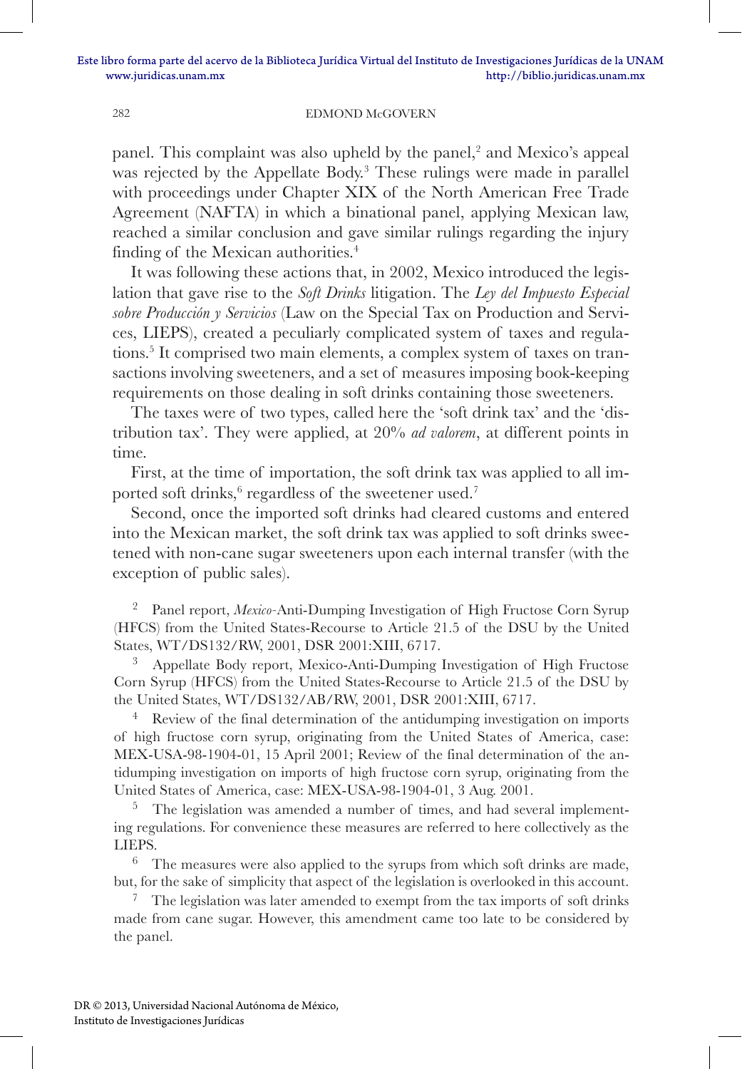panel. This complaint was also upheld by the panel,[2] and Mexico's appeal was rejected by the Appellate Body.[3] These rulings were made in parallel with proceedings under Chapter XIX of the North American Free Trade Agreement (NAFTA) in which a binational panel, applying Mexican law, reached a similar conclusion and gave similar rulings regarding the injury finding of the Mexican authorities.[4]

It was following these actions that, in 2002, Mexico introduced the legislation that gave rise to the *Soft Drinks* litigation. The *Ley del Impuesto Especial sobre Producción y Servicios* (Law on the Special Tax on Production and Services, LIEPS), created a peculiarly complicated system of taxes and regulations.[5] It comprised two main elements, a complex system of taxes on transactions involving sweeteners, and a set of measures imposing book-keeping requirements on those dealing in soft drinks containing those sweeteners.

The taxes were of two types, called here the 'soft drink tax' and the 'distribution tax'. They were applied, at 20% *ad valorem*, at different points in time.

First, at the time of importation, the soft drink tax was applied to all imported soft drinks,[6] regardless of the sweetener used.[7]

Second, once the imported soft drinks had cleared customs and entered into the Mexican market, the soft drink tax was applied to soft drinks sweetened with non-cane sugar sweeteners upon each internal transfer (with the exception of public sales).

[2] Panel report, *Mexico*-Anti-Dumping Investigation of High Fructose Corn Syrup (HFCS) from the United States-Recourse to Article 21.5 of the DSU by the United States, WT/DS132/RW, 2001, DSR 2001:XIII, 6717.

[3] Appellate Body report, Mexico-Anti-Dumping Investigation of High Fructose Corn Syrup (HFCS) from the United States-Recourse to Article 21.5 of the DSU by the United States, WT/DS132/AB/RW, 2001, DSR 2001:XIII, 6717.

[4] Review of the final determination of the antidumping investigation on imports of high fructose corn syrup, originating from the United States of America, case: MEX-USA-98-1904-01, 15 April 2001; Review of the final determination of the antidumping investigation on imports of high fructose corn syrup, originating from the United States of America, case: MEX-USA-98-1904-01, 3 Aug. 2001.

[5] The legislation was amended a number of times, and had several implementing regulations. For convenience these measures are referred to here collectively as the LIEPS.

[6] The measures were also applied to the syrups from which soft drinks are made, but, for the sake of simplicity that aspect of the legislation is overlooked in this account.

[7] The legislation was later amended to exempt from the tax imports of soft drinks made from cane sugar. However, this amendment came too late to be considered by the panel.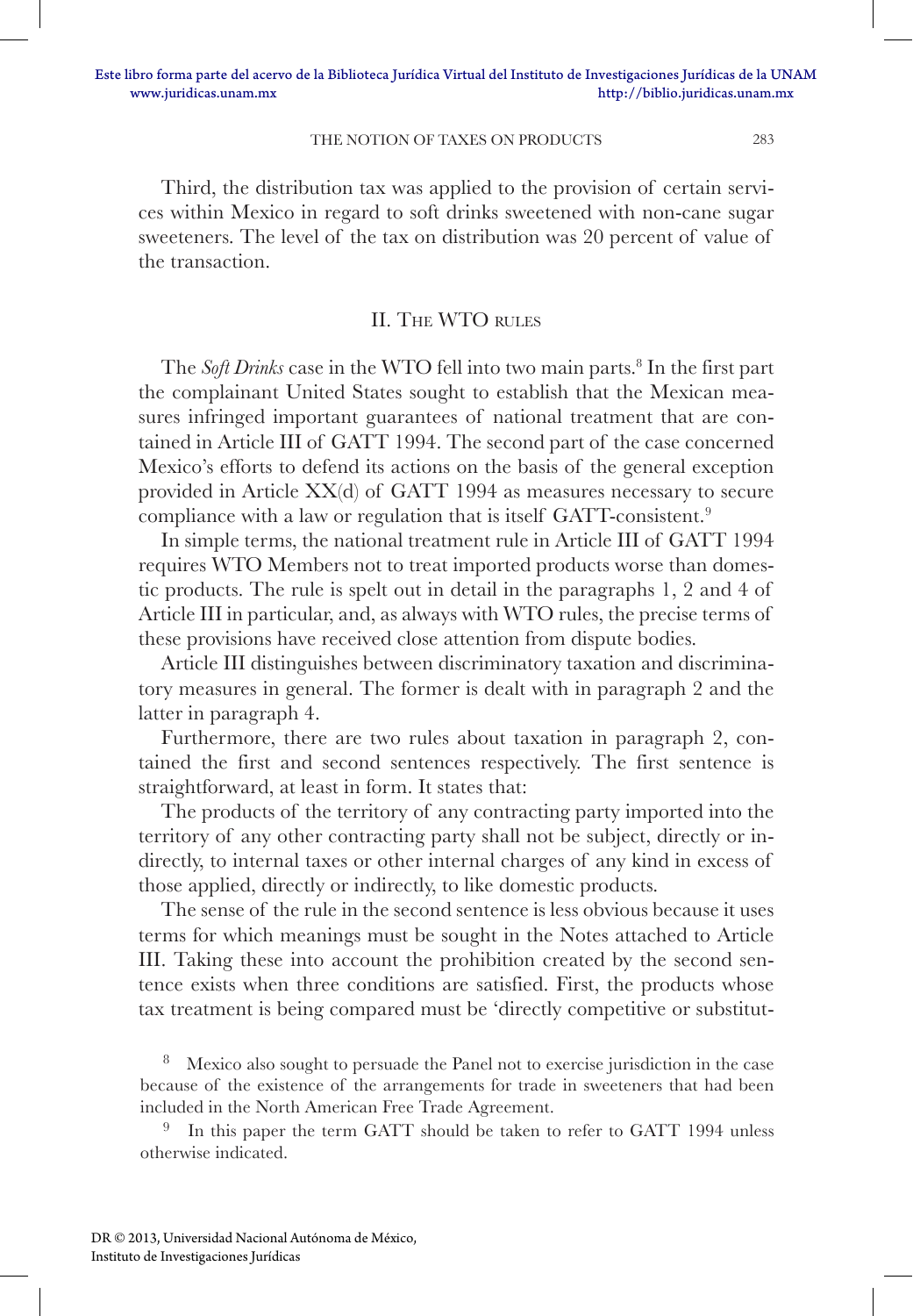Third, the distribution tax was applied to the provision of certain services within Mexico in regard to soft drinks sweetened with non-cane sugar sweeteners. The level of the tax on distribution was 20 percent of value of the transaction.

## II. The WTO rules

The *Soft Drinks* case in the WTO fell into two main parts.[8] In the first part the complainant United States sought to establish that the Mexican measures infringed important guarantees of national treatment that are contained in Article III of GATT 1994. The second part of the case concerned Mexico's efforts to defend its actions on the basis of the general exception provided in Article XX(d) of GATT 1994 as measures necessary to secure compliance with a law or regulation that is itself GATT-consistent.[9]

In simple terms, the national treatment rule in Article III of GATT 1994 requires WTO Members not to treat imported products worse than domestic products. The rule is spelt out in detail in the paragraphs 1, 2 and 4 of Article III in particular, and, as always with WTO rules, the precise terms of these provisions have received close attention from dispute bodies.

Article III distinguishes between discriminatory taxation and discriminatory measures in general. The former is dealt with in paragraph 2 and the latter in paragraph 4.

Furthermore, there are two rules about taxation in paragraph 2, contained the first and second sentences respectively. The first sentence is straightforward, at least in form. It states that:

The products of the territory of any contracting party imported into the territory of any other contracting party shall not be subject, directly or indirectly, to internal taxes or other internal charges of any kind in excess of those applied, directly or indirectly, to like domestic products.

The sense of the rule in the second sentence is less obvious because it uses terms for which meanings must be sought in the Notes attached to Article III. Taking these into account the prohibition created by the second sentence exists when three conditions are satisfied. First, the products whose tax treatment is being compared must be 'directly competitive or substitut-

---

[8] Mexico also sought to persuade the Panel not to exercise jurisdiction in the case because of the existence of the arrangements for trade in sweeteners that had been included in the North American Free Trade Agreement.

[9] In this paper the term GATT should be taken to refer to GATT 1994 unless otherwise indicated.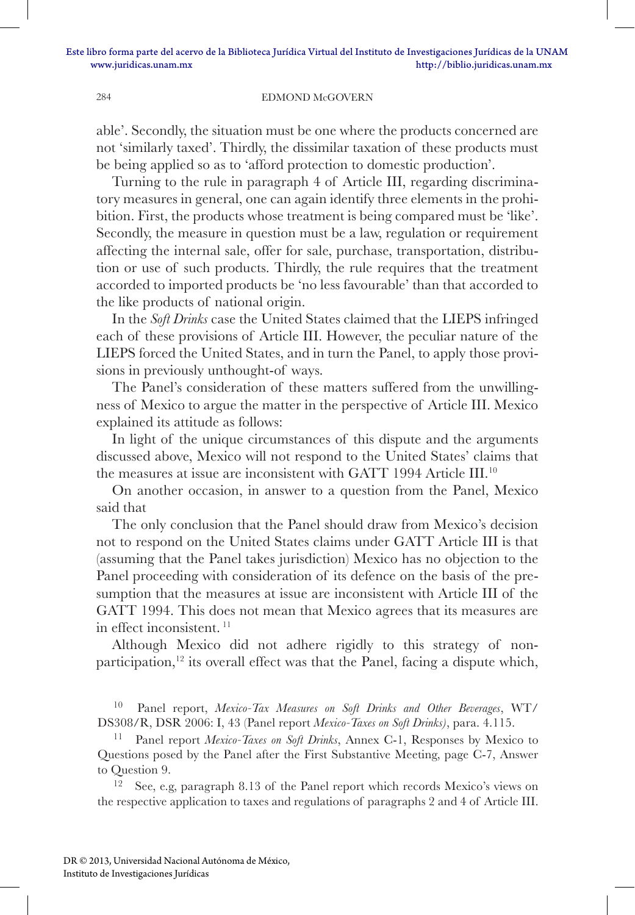able'. Secondly, the situation must be one where the products concerned are not 'similarly taxed'. Thirdly, the dissimilar taxation of these products must be being applied so as to 'afford protection to domestic production'.

Turning to the rule in paragraph 4 of Article III, regarding discriminatory measures in general, one can again identify three elements in the prohibition. First, the products whose treatment is being compared must be 'like'. Secondly, the measure in question must be a law, regulation or requirement affecting the internal sale, offer for sale, purchase, transportation, distribution or use of such products. Thirdly, the rule requires that the treatment accorded to imported products be 'no less favourable' than that accorded to the like products of national origin.

In the *Soft Drinks* case the United States claimed that the LIEPS infringed each of these provisions of Article III. However, the peculiar nature of the LIEPS forced the United States, and in turn the Panel, to apply those provisions in previously unthought-of ways.

The Panel's consideration of these matters suffered from the unwillingness of Mexico to argue the matter in the perspective of Article III. Mexico explained its attitude as follows:

In light of the unique circumstances of this dispute and the arguments discussed above, Mexico will not respond to the United States' claims that the measures at issue are inconsistent with GATT 1994 Article III.[10]

On another occasion, in answer to a question from the Panel, Mexico said that

The only conclusion that the Panel should draw from Mexico's decision not to respond on the United States claims under GATT Article III is that (assuming that the Panel takes jurisdiction) Mexico has no objection to the Panel proceeding with consideration of its defence on the basis of the presumption that the measures at issue are inconsistent with Article III of the GATT 1994. This does not mean that Mexico agrees that its measures are in effect inconsistent.[11]

Although Mexico did not adhere rigidly to this strategy of non-participation,[12] its overall effect was that the Panel, facing a dispute which,

---

[10] Panel report, *Mexico-Tax Measures on Soft Drinks and Other Beverages*, WT/DS308/R, DSR 2006: I, 43 (Panel report *Mexico-Taxes on Soft Drinks)*, para. 4.115.

[11] Panel report *Mexico-Taxes on Soft Drinks*, Annex C-1, Responses by Mexico to Questions posed by the Panel after the First Substantive Meeting, page C-7, Answer to Question 9.

[12] See, e.g, paragraph 8.13 of the Panel report which records Mexico's views on the respective application to taxes and regulations of paragraphs 2 and 4 of Article III.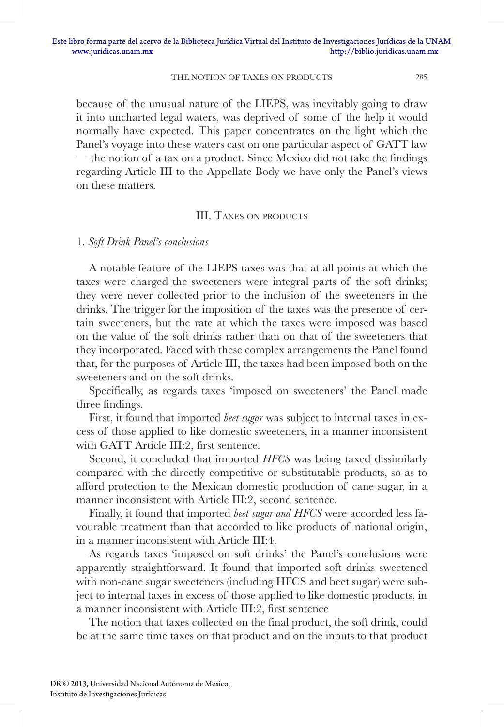because of the unusual nature of the LIEPS, was inevitably going to draw it into uncharted legal waters, was deprived of some of the help it would normally have expected. This paper concentrates on the light which the Panel's voyage into these waters cast on one particular aspect of GATT law — the notion of a tax on a product. Since Mexico did not take the findings regarding Article III to the Appellate Body we have only the Panel's views on these matters.

## III. Taxes on products

### 1. *Soft Drink Panel's conclusions*

A notable feature of the LIEPS taxes was that at all points at which the taxes were charged the sweeteners were integral parts of the soft drinks; they were never collected prior to the inclusion of the sweeteners in the drinks. The trigger for the imposition of the taxes was the presence of certain sweeteners, but the rate at which the taxes were imposed was based on the value of the soft drinks rather than on that of the sweeteners that they incorporated. Faced with these complex arrangements the Panel found that, for the purposes of Article III, the taxes had been imposed both on the sweeteners and on the soft drinks.

Specifically, as regards taxes 'imposed on sweeteners' the Panel made three findings.

First, it found that imported *beet sugar* was subject to internal taxes in excess of those applied to like domestic sweeteners, in a manner inconsistent with GATT Article III:2, first sentence.

Second, it concluded that imported *HFCS* was being taxed dissimilarly compared with the directly competitive or substitutable products, so as to afford protection to the Mexican domestic production of cane sugar, in a manner inconsistent with Article III:2, second sentence.

Finally, it found that imported *beet sugar and HFCS* were accorded less favourable treatment than that accorded to like products of national origin, in a manner inconsistent with Article III:4.

As regards taxes 'imposed on soft drinks' the Panel's conclusions were apparently straightforward. It found that imported soft drinks sweetened with non-cane sugar sweeteners (including HFCS and beet sugar) were subject to internal taxes in excess of those applied to like domestic products, in a manner inconsistent with Article III:2, first sentence

The notion that taxes collected on the final product, the soft drink, could be at the same time taxes on that product and on the inputs to that product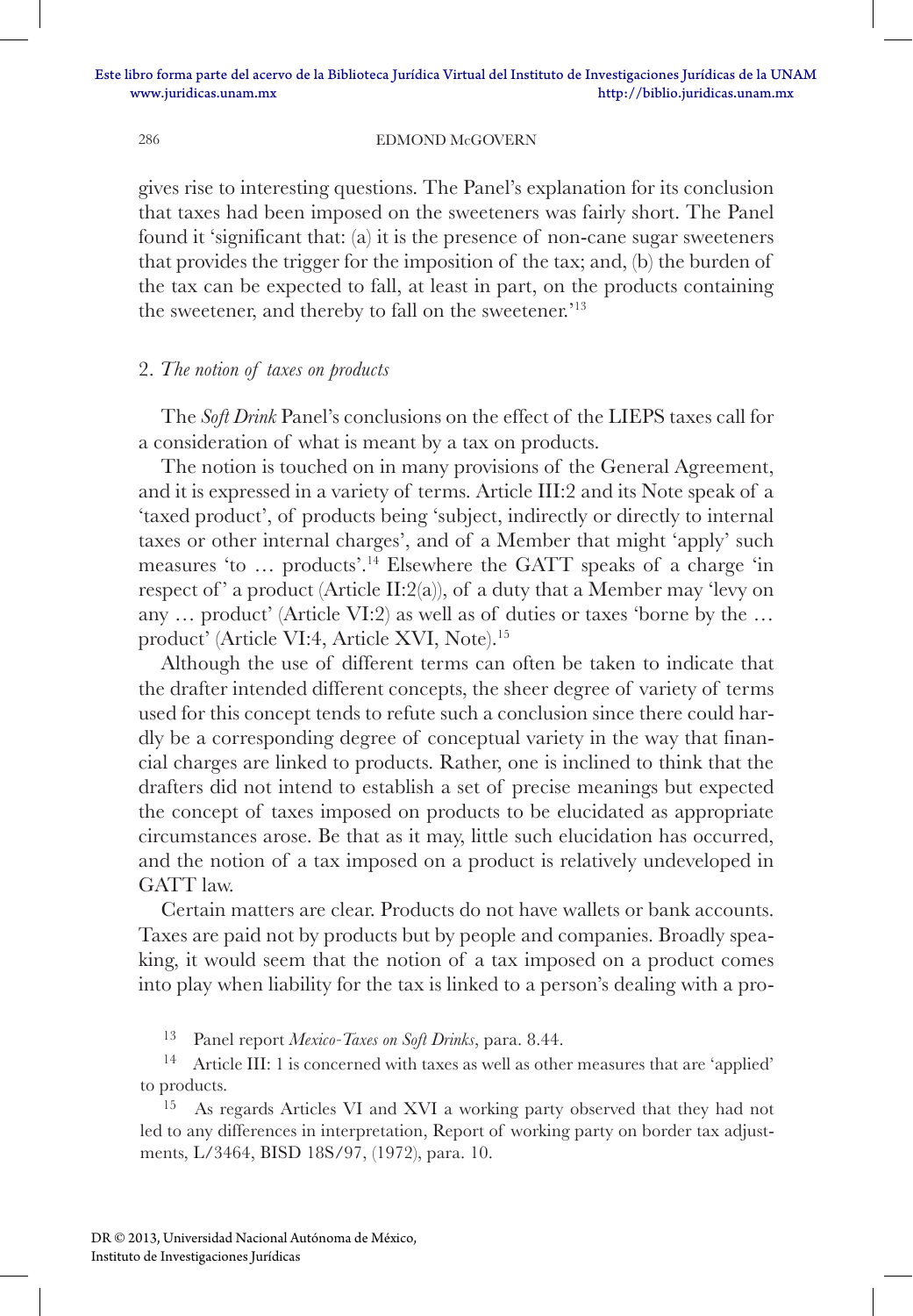gives rise to interesting questions. The Panel's explanation for its conclusion that taxes had been imposed on the sweeteners was fairly short. The Panel found it 'significant that: (a) it is the presence of non-cane sugar sweeteners that provides the trigger for the imposition of the tax; and, (b) the burden of the tax can be expected to fall, at least in part, on the products containing the sweetener, and thereby to fall on the sweetener.'[13]

## 2. *The notion of taxes on products*

The *Soft Drink* Panel's conclusions on the effect of the LIEPS taxes call for a consideration of what is meant by a tax on products.

The notion is touched on in many provisions of the General Agreement, and it is expressed in a variety of terms. Article III:2 and its Note speak of a 'taxed product', of products being 'subject, indirectly or directly to internal taxes or other internal charges', and of a Member that might 'apply' such measures 'to … products'.[14] Elsewhere the GATT speaks of a charge 'in respect of' a product (Article II:2(a)), of a duty that a Member may 'levy on any … product' (Article VI:2) as well as of duties or taxes 'borne by the … product' (Article VI:4, Article XVI, Note).[15]

Although the use of different terms can often be taken to indicate that the drafter intended different concepts, the sheer degree of variety of terms used for this concept tends to refute such a conclusion since there could hardly be a corresponding degree of conceptual variety in the way that financial charges are linked to products. Rather, one is inclined to think that the drafters did not intend to establish a set of precise meanings but expected the concept of taxes imposed on products to be elucidated as appropriate circumstances arose. Be that as it may, little such elucidation has occurred, and the notion of a tax imposed on a product is relatively undeveloped in GATT law.

Certain matters are clear. Products do not have wallets or bank accounts. Taxes are paid not by products but by people and companies. Broadly speaking, it would seem that the notion of a tax imposed on a product comes into play when liability for the tax is linked to a person's dealing with a pro-

[13] Panel report *Mexico-Taxes on Soft Drinks*, para. 8.44.

[14] Article III: 1 is concerned with taxes as well as other measures that are 'applied' to products.

[15] As regards Articles VI and XVI a working party observed that they had not led to any differences in interpretation, Report of working party on border tax adjustments, L/3464, BISD 18S/97, (1972), para. 10.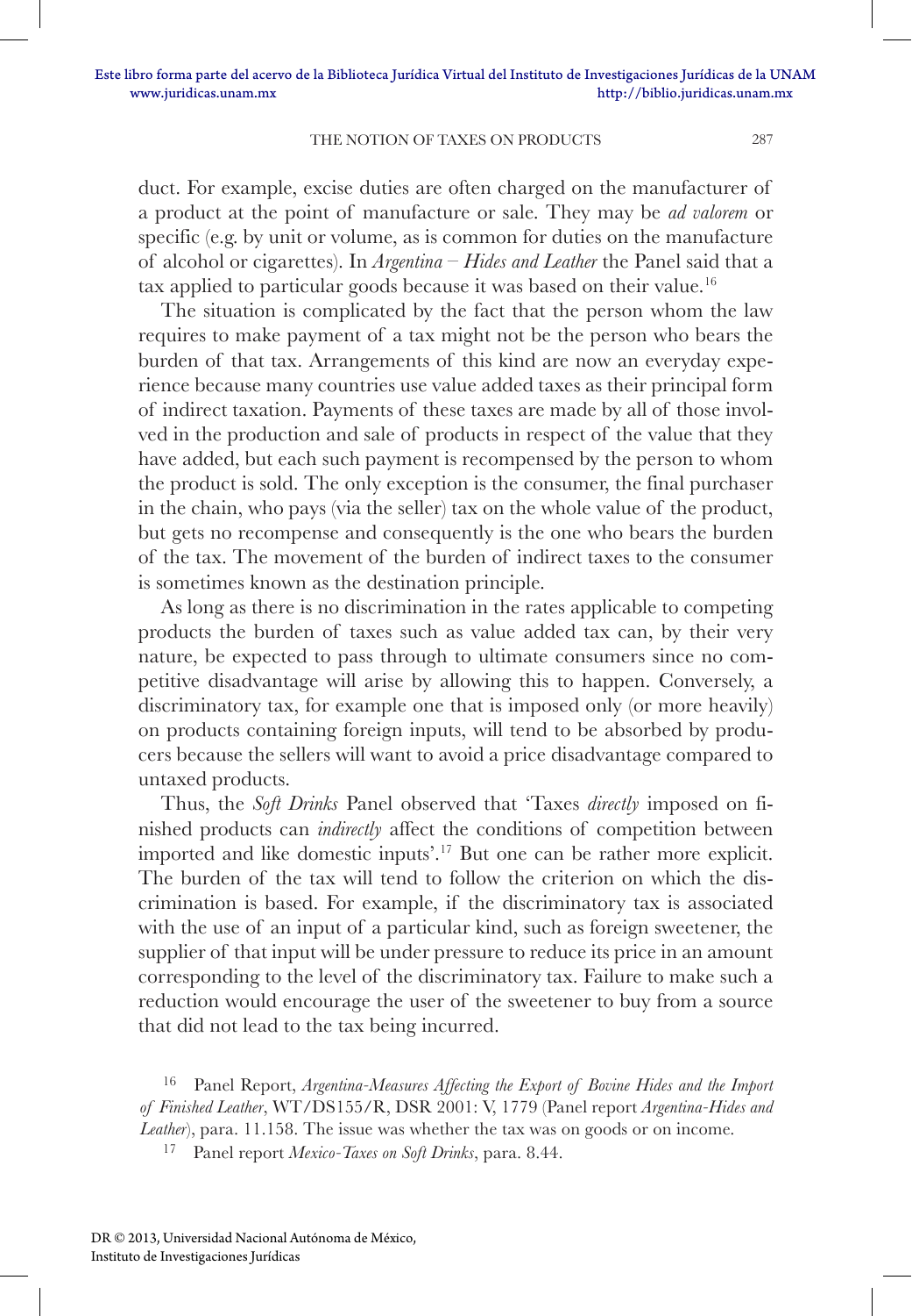duct. For example, excise duties are often charged on the manufacturer of a product at the point of manufacture or sale. They may be *ad valorem* or specific (e.g. by unit or volume, as is common for duties on the manufacture of alcohol or cigarettes). In *Argentina – Hides and Leather* the Panel said that a tax applied to particular goods because it was based on their value.[16]

The situation is complicated by the fact that the person whom the law requires to make payment of a tax might not be the person who bears the burden of that tax. Arrangements of this kind are now an everyday experience because many countries use value added taxes as their principal form of indirect taxation. Payments of these taxes are made by all of those involved in the production and sale of products in respect of the value that they have added, but each such payment is recompensed by the person to whom the product is sold. The only exception is the consumer, the final purchaser in the chain, who pays (via the seller) tax on the whole value of the product, but gets no recompense and consequently is the one who bears the burden of the tax. The movement of the burden of indirect taxes to the consumer is sometimes known as the destination principle.

As long as there is no discrimination in the rates applicable to competing products the burden of taxes such as value added tax can, by their very nature, be expected to pass through to ultimate consumers since no competitive disadvantage will arise by allowing this to happen. Conversely, a discriminatory tax, for example one that is imposed only (or more heavily) on products containing foreign inputs, will tend to be absorbed by producers because the sellers will want to avoid a price disadvantage compared to untaxed products.

Thus, the *Soft Drinks* Panel observed that 'Taxes *directly* imposed on finished products can *indirectly* affect the conditions of competition between imported and like domestic inputs'.[17] But one can be rather more explicit. The burden of the tax will tend to follow the criterion on which the discrimination is based. For example, if the discriminatory tax is associated with the use of an input of a particular kind, such as foreign sweetener, the supplier of that input will be under pressure to reduce its price in an amount corresponding to the level of the discriminatory tax. Failure to make such a reduction would encourage the user of the sweetener to buy from a source that did not lead to the tax being incurred.

[16] Panel Report, *Argentina-Measures Affecting the Export of Bovine Hides and the Import of Finished Leather*, WT/DS155/R, DSR 2001: V, 1779 (Panel report *Argentina-Hides and Leather*), para. 11.158. The issue was whether the tax was on goods or on income.

[17] Panel report *Mexico-Taxes on Soft Drinks*, para. 8.44.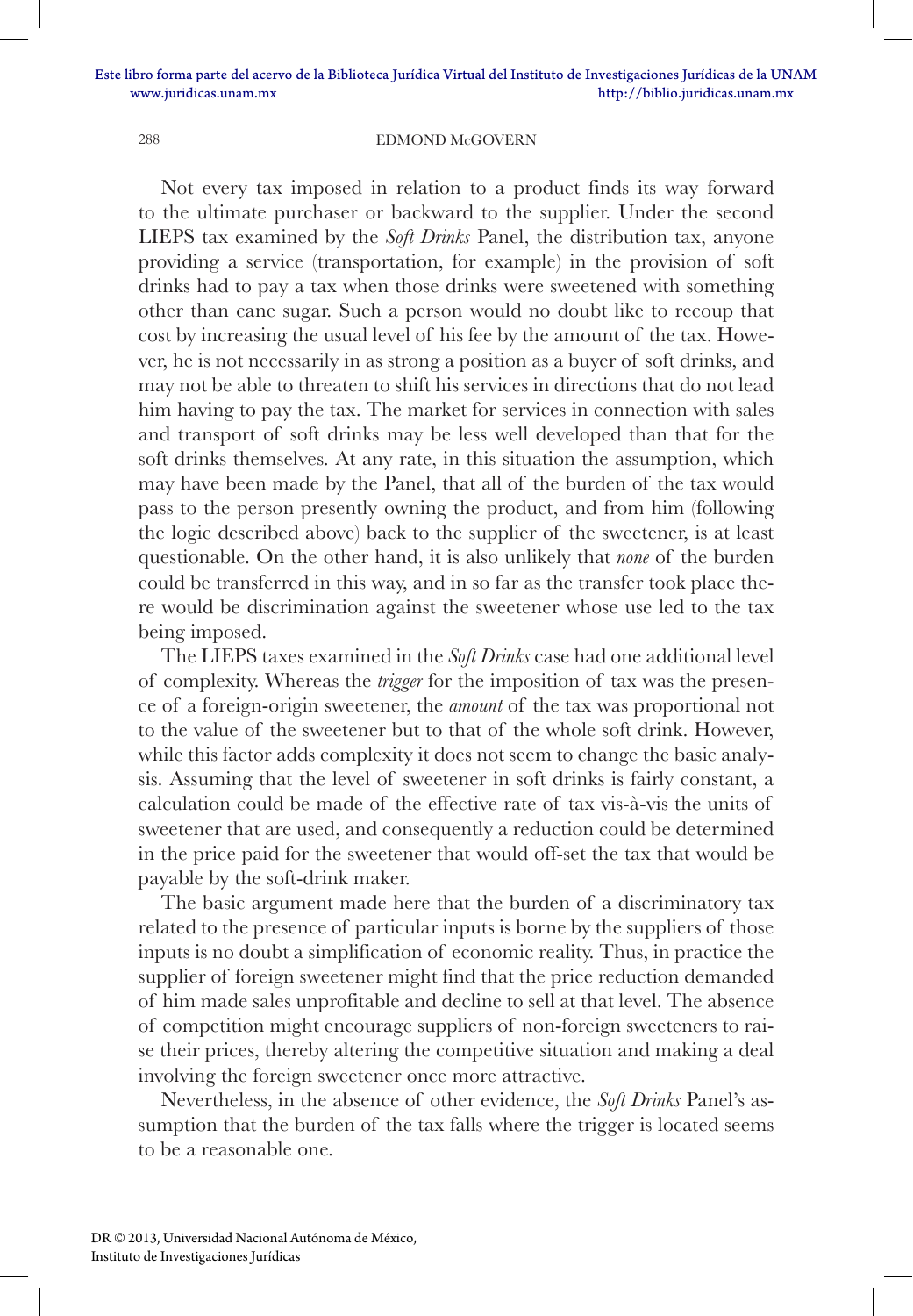Not every tax imposed in relation to a product finds its way forward to the ultimate purchaser or backward to the supplier. Under the second LIEPS tax examined by the *Soft Drinks* Panel, the distribution tax, anyone providing a service (transportation, for example) in the provision of soft drinks had to pay a tax when those drinks were sweetened with something other than cane sugar. Such a person would no doubt like to recoup that cost by increasing the usual level of his fee by the amount of the tax. However, he is not necessarily in as strong a position as a buyer of soft drinks, and may not be able to threaten to shift his services in directions that do not lead him having to pay the tax. The market for services in connection with sales and transport of soft drinks may be less well developed than that for the soft drinks themselves. At any rate, in this situation the assumption, which may have been made by the Panel, that all of the burden of the tax would pass to the person presently owning the product, and from him (following the logic described above) back to the supplier of the sweetener, is at least questionable. On the other hand, it is also unlikely that *none* of the burden could be transferred in this way, and in so far as the transfer took place there would be discrimination against the sweetener whose use led to the tax being imposed.

The LIEPS taxes examined in the *Soft Drinks* case had one additional level of complexity. Whereas the *trigger* for the imposition of tax was the presence of a foreign-origin sweetener, the *amount* of the tax was proportional not to the value of the sweetener but to that of the whole soft drink. However, while this factor adds complexity it does not seem to change the basic analysis. Assuming that the level of sweetener in soft drinks is fairly constant, a calculation could be made of the effective rate of tax vis-à-vis the units of sweetener that are used, and consequently a reduction could be determined in the price paid for the sweetener that would off-set the tax that would be payable by the soft-drink maker.

The basic argument made here that the burden of a discriminatory tax related to the presence of particular inputs is borne by the suppliers of those inputs is no doubt a simplification of economic reality. Thus, in practice the supplier of foreign sweetener might find that the price reduction demanded of him made sales unprofitable and decline to sell at that level. The absence of competition might encourage suppliers of non-foreign sweeteners to raise their prices, thereby altering the competitive situation and making a deal involving the foreign sweetener once more attractive.

Nevertheless, in the absence of other evidence, the *Soft Drinks* Panel's assumption that the burden of the tax falls where the trigger is located seems to be a reasonable one.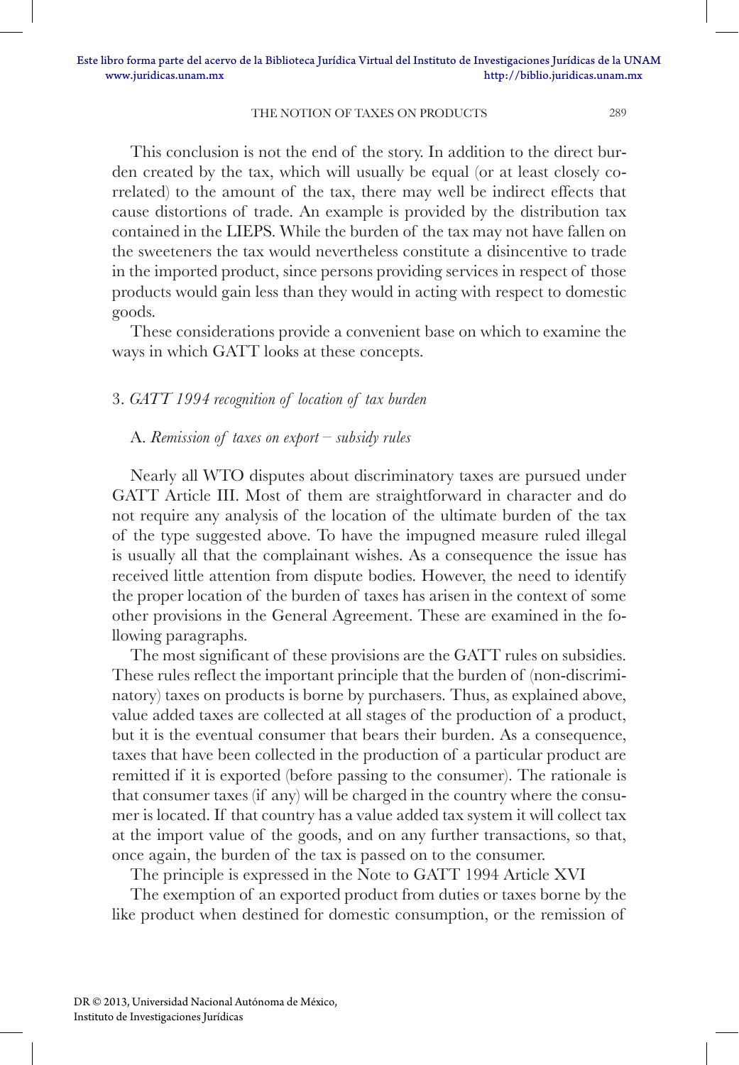This conclusion is not the end of the story. In addition to the direct burden created by the tax, which will usually be equal (or at least closely correlated) to the amount of the tax, there may well be indirect effects that cause distortions of trade. An example is provided by the distribution tax contained in the LIEPS. While the burden of the tax may not have fallen on the sweeteners the tax would nevertheless constitute a disincentive to trade in the imported product, since persons providing services in respect of those products would gain less than they would in acting with respect to domestic goods.

These considerations provide a convenient base on which to examine the ways in which GATT looks at these concepts.

### 3. *GATT 1994 recognition of location of tax burden*

#### A. *Remission of taxes on export – subsidy rules*

Nearly all WTO disputes about discriminatory taxes are pursued under GATT Article III. Most of them are straightforward in character and do not require any analysis of the location of the ultimate burden of the tax of the type suggested above. To have the impugned measure ruled illegal is usually all that the complainant wishes. As a consequence the issue has received little attention from dispute bodies. However, the need to identify the proper location of the burden of taxes has arisen in the context of some other provisions in the General Agreement. These are examined in the following paragraphs.

The most significant of these provisions are the GATT rules on subsidies. These rules reflect the important principle that the burden of (non-discriminatory) taxes on products is borne by purchasers. Thus, as explained above, value added taxes are collected at all stages of the production of a product, but it is the eventual consumer that bears their burden. As a consequence, taxes that have been collected in the production of a particular product are remitted if it is exported (before passing to the consumer). The rationale is that consumer taxes (if any) will be charged in the country where the consumer is located. If that country has a value added tax system it will collect tax at the import value of the goods, and on any further transactions, so that, once again, the burden of the tax is passed on to the consumer.

The principle is expressed in the Note to GATT 1994 Article XVI

The exemption of an exported product from duties or taxes borne by the like product when destined for domestic consumption, or the remission of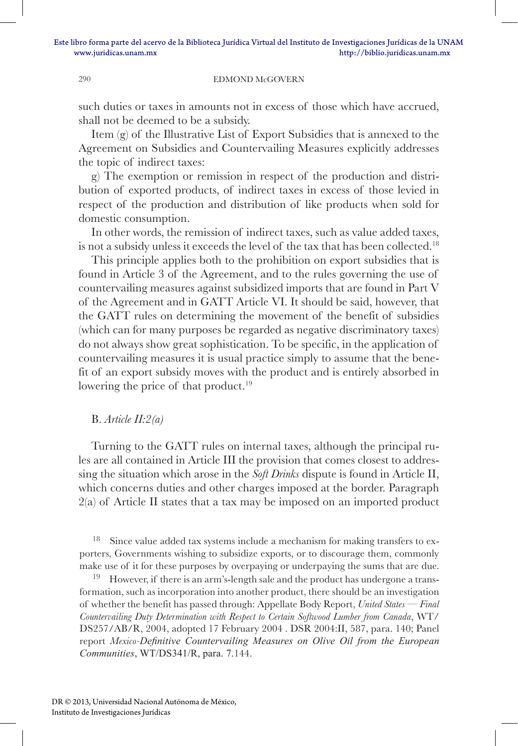such duties or taxes in amounts not in excess of those which have accrued, shall not be deemed to be a subsidy.

Item (g) of the Illustrative List of Export Subsidies that is annexed to the Agreement on Subsidies and Countervailing Measures explicitly addresses the topic of indirect taxes:

g) The exemption or remission in respect of the production and distribution of exported products, of indirect taxes in excess of those levied in respect of the production and distribution of like products when sold for domestic consumption.

In other words, the remission of indirect taxes, such as value added taxes, is not a subsidy unless it exceeds the level of the tax that has been collected.[18]

This principle applies both to the prohibition on export subsidies that is found in Article 3 of the Agreement, and to the rules governing the use of countervailing measures against subsidized imports that are found in Part V of the Agreement and in GATT Article VI. It should be said, however, that the GATT rules on determining the movement of the benefit of subsidies (which can for many purposes be regarded as negative discriminatory taxes) do not always show great sophistication. To be specific, in the application of countervailing measures it is usual practice simply to assume that the benefit of an export subsidy moves with the product and is entirely absorbed in lowering the price of that product.[19]

### B. *Article II:2(a)*

Turning to the GATT rules on internal taxes, although the principal rules are all contained in Article III the provision that comes closest to addressing the situation which arose in the *Soft Drinks* dispute is found in Article II, which concerns duties and other charges imposed at the border. Paragraph 2(a) of Article II states that a tax may be imposed on an imported product

[18] Since value added tax systems include a mechanism for making transfers to exporters, Governments wishing to subsidize exports, or to discourage them, commonly make use of it for these purposes by overpaying or underpaying the sums that are due.

[19] However, if there is an arm's-length sale and the product has undergone a transformation, such as incorporation into another product, there should be an investigation of whether the benefit has passed through: Appellate Body Report, *United States — Final Countervailing Duty Determination with Respect to Certain Softwood Lumber from Canada*, WT/DS257/AB/R, 2004, adopted 17 February 2004 . DSR 2004:II, 587, para. 140; Panel report *Mexico-Definitive Countervailing Measures on Olive Oil from the European Communities*, WT/DS341/R, para. 7.144.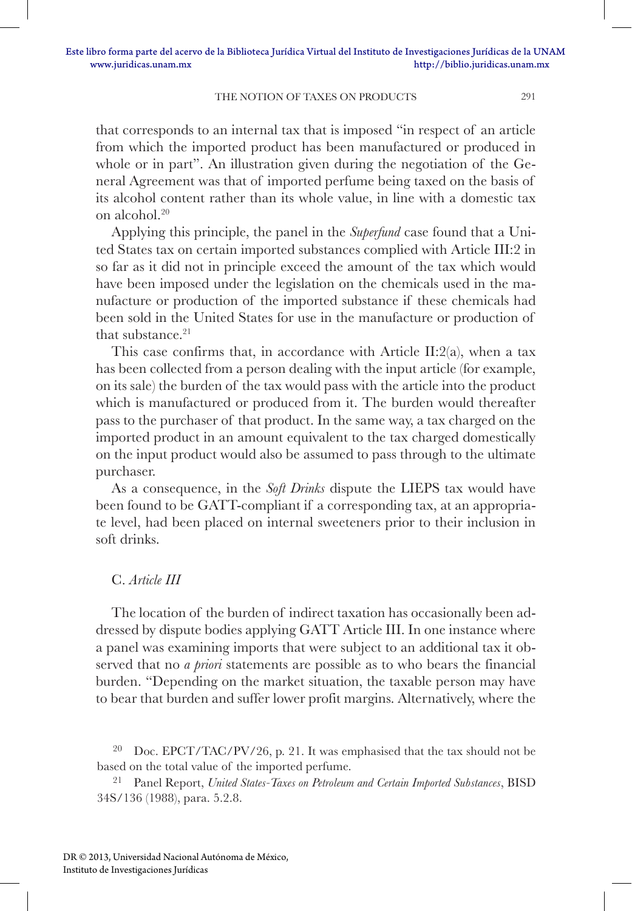that corresponds to an internal tax that is imposed "in respect of an article from which the imported product has been manufactured or produced in whole or in part". An illustration given during the negotiation of the General Agreement was that of imported perfume being taxed on the basis of its alcohol content rather than its whole value, in line with a domestic tax on alcohol.[20]

Applying this principle, the panel in the *Superfund* case found that a United States tax on certain imported substances complied with Article III:2 in so far as it did not in principle exceed the amount of the tax which would have been imposed under the legislation on the chemicals used in the manufacture or production of the imported substance if these chemicals had been sold in the United States for use in the manufacture or production of that substance.[21]

This case confirms that, in accordance with Article II:2(a), when a tax has been collected from a person dealing with the input article (for example, on its sale) the burden of the tax would pass with the article into the product which is manufactured or produced from it. The burden would thereafter pass to the purchaser of that product. In the same way, a tax charged on the imported product in an amount equivalent to the tax charged domestically on the input product would also be assumed to pass through to the ultimate purchaser.

As a consequence, in the *Soft Drinks* dispute the LIEPS tax would have been found to be GATT-compliant if a corresponding tax, at an appropriate level, had been placed on internal sweeteners prior to their inclusion in soft drinks.

### C. *Article III*

The location of the burden of indirect taxation has occasionally been addressed by dispute bodies applying GATT Article III. In one instance where a panel was examining imports that were subject to an additional tax it observed that no *a priori* statements are possible as to who bears the financial burden. "Depending on the market situation, the taxable person may have to bear that burden and suffer lower profit margins. Alternatively, where the

[20] Doc. EPCT/TAC/PV/26, p. 21. It was emphasised that the tax should not be based on the total value of the imported perfume.

[21] Panel Report, *United States-Taxes on Petroleum and Certain Imported Substances*, BISD 34S/136 (1988), para. 5.2.8.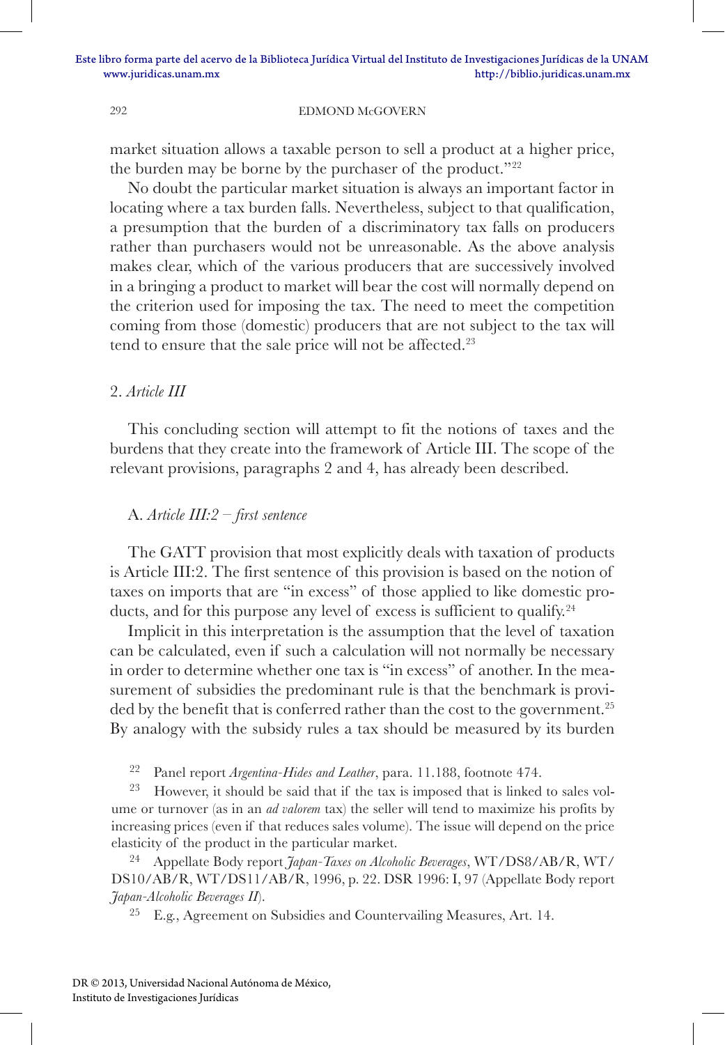market situation allows a taxable person to sell a product at a higher price, the burden may be borne by the purchaser of the product."[22]

No doubt the particular market situation is always an important factor in locating where a tax burden falls. Nevertheless, subject to that qualification, a presumption that the burden of a discriminatory tax falls on producers rather than purchasers would not be unreasonable. As the above analysis makes clear, which of the various producers that are successively involved in a bringing a product to market will bear the cost will normally depend on the criterion used for imposing the tax. The need to meet the competition coming from those (domestic) producers that are not subject to the tax will tend to ensure that the sale price will not be affected.[23]

## 2. *Article III*

This concluding section will attempt to fit the notions of taxes and the burdens that they create into the framework of Article III. The scope of the relevant provisions, paragraphs 2 and 4, has already been described.

### A. *Article III:2 – first sentence*

The GATT provision that most explicitly deals with taxation of products is Article III:2. The first sentence of this provision is based on the notion of taxes on imports that are "in excess" of those applied to like domestic products, and for this purpose any level of excess is sufficient to qualify.[24]

Implicit in this interpretation is the assumption that the level of taxation can be calculated, even if such a calculation will not normally be necessary in order to determine whether one tax is "in excess" of another. In the measurement of subsidies the predominant rule is that the benchmark is provided by the benefit that is conferred rather than the cost to the government.[25] By analogy with the subsidy rules a tax should be measured by its burden

---

[22] Panel report *Argentina-Hides and Leather*, para. 11.188, footnote 474.

[23] However, it should be said that if the tax is imposed that is linked to sales volume or turnover (as in an *ad valorem* tax) the seller will tend to maximize his profits by increasing prices (even if that reduces sales volume). The issue will depend on the price elasticity of the product in the particular market.

[24] Appellate Body report *Japan-Taxes on Alcoholic Beverages*, WT/DS8/AB/R, WT/DS10/AB/R, WT/DS11/AB/R, 1996, p. 22. DSR 1996: I, 97 (Appellate Body report *Japan-Alcoholic Beverages II*).

[25] E.g., Agreement on Subsidies and Countervailing Measures, Art. 14.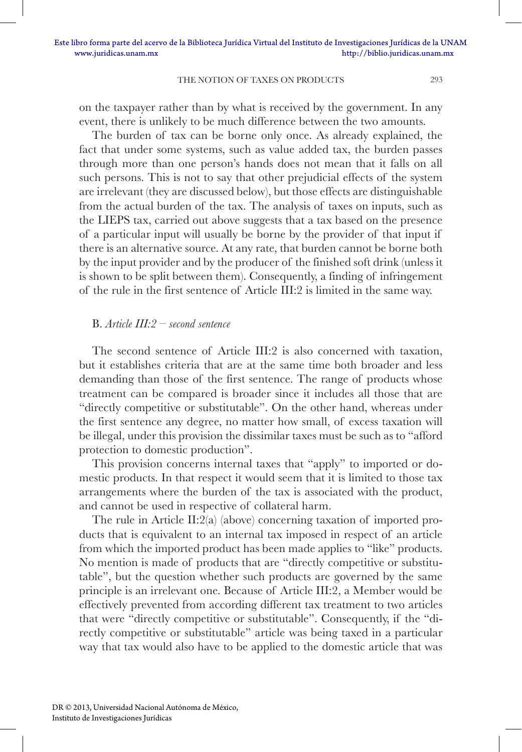on the taxpayer rather than by what is received by the government. In any event, there is unlikely to be much difference between the two amounts.

The burden of tax can be borne only once. As already explained, the fact that under some systems, such as value added tax, the burden passes through more than one person's hands does not mean that it falls on all such persons. This is not to say that other prejudicial effects of the system are irrelevant (they are discussed below), but those effects are distinguishable from the actual burden of the tax. The analysis of taxes on inputs, such as the LIEPS tax, carried out above suggests that a tax based on the presence of a particular input will usually be borne by the provider of that input if there is an alternative source. At any rate, that burden cannot be borne both by the input provider and by the producer of the finished soft drink (unless it is shown to be split between them). Consequently, a finding of infringement of the rule in the first sentence of Article III:2 is limited in the same way.

### B. *Article III:2 – second sentence*

The second sentence of Article III:2 is also concerned with taxation, but it establishes criteria that are at the same time both broader and less demanding than those of the first sentence. The range of products whose treatment can be compared is broader since it includes all those that are "directly competitive or substitutable". On the other hand, whereas under the first sentence any degree, no matter how small, of excess taxation will be illegal, under this provision the dissimilar taxes must be such as to "afford protection to domestic production".

This provision concerns internal taxes that "apply" to imported or domestic products. In that respect it would seem that it is limited to those tax arrangements where the burden of the tax is associated with the product, and cannot be used in respective of collateral harm.

The rule in Article II:2(a) (above) concerning taxation of imported products that is equivalent to an internal tax imposed in respect of an article from which the imported product has been made applies to "like" products. No mention is made of products that are "directly competitive or substitutable", but the question whether such products are governed by the same principle is an irrelevant one. Because of Article III:2, a Member would be effectively prevented from according different tax treatment to two articles that were "directly competitive or substitutable". Consequently, if the "directly competitive or substitutable" article was being taxed in a particular way that tax would also have to be applied to the domestic article that was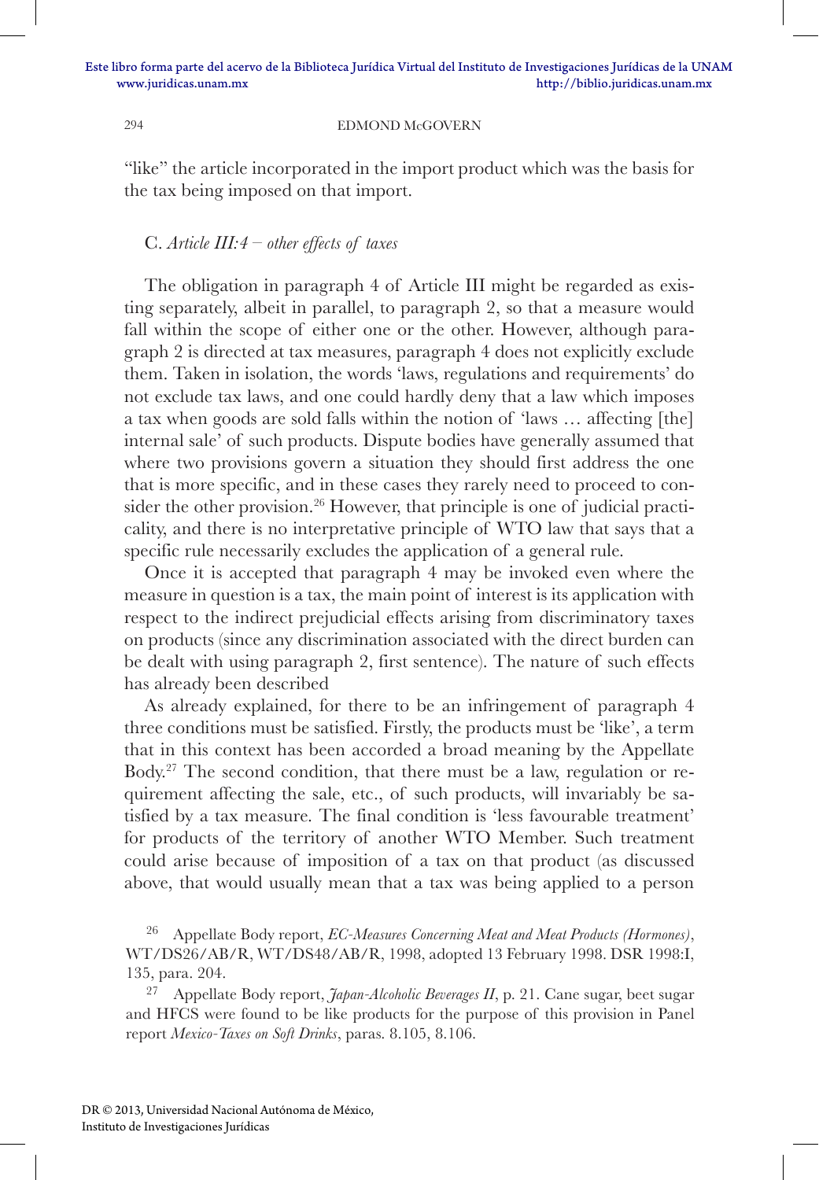"like" the article incorporated in the import product which was the basis for the tax being imposed on that import.

### C. *Article III:4 – other effects of taxes*

The obligation in paragraph 4 of Article III might be regarded as existing separately, albeit in parallel, to paragraph 2, so that a measure would fall within the scope of either one or the other. However, although paragraph 2 is directed at tax measures, paragraph 4 does not explicitly exclude them. Taken in isolation, the words 'laws, regulations and requirements' do not exclude tax laws, and one could hardly deny that a law which imposes a tax when goods are sold falls within the notion of 'laws … affecting [the] internal sale' of such products. Dispute bodies have generally assumed that where two provisions govern a situation they should first address the one that is more specific, and in these cases they rarely need to proceed to consider the other provision.[26] However, that principle is one of judicial practicality, and there is no interpretative principle of WTO law that says that a specific rule necessarily excludes the application of a general rule.

Once it is accepted that paragraph 4 may be invoked even where the measure in question is a tax, the main point of interest is its application with respect to the indirect prejudicial effects arising from discriminatory taxes on products (since any discrimination associated with the direct burden can be dealt with using paragraph 2, first sentence). The nature of such effects has already been described

As already explained, for there to be an infringement of paragraph 4 three conditions must be satisfied. Firstly, the products must be 'like', a term that in this context has been accorded a broad meaning by the Appellate Body.[27] The second condition, that there must be a law, regulation or requirement affecting the sale, etc., of such products, will invariably be satisfied by a tax measure. The final condition is 'less favourable treatment' for products of the territory of another WTO Member. Such treatment could arise because of imposition of a tax on that product (as discussed above, that would usually mean that a tax was being applied to a person

[26] Appellate Body report, *EC-Measures Concerning Meat and Meat Products (Hormones)*, WT/DS26/AB/R, WT/DS48/AB/R, 1998, adopted 13 February 1998. DSR 1998:I, 135, para. 204.

[27] Appellate Body report, *Japan-Alcoholic Beverages II*, p. 21. Cane sugar, beet sugar and HFCS were found to be like products for the purpose of this provision in Panel report *Mexico-Taxes on Soft Drinks*, paras. 8.105, 8.106.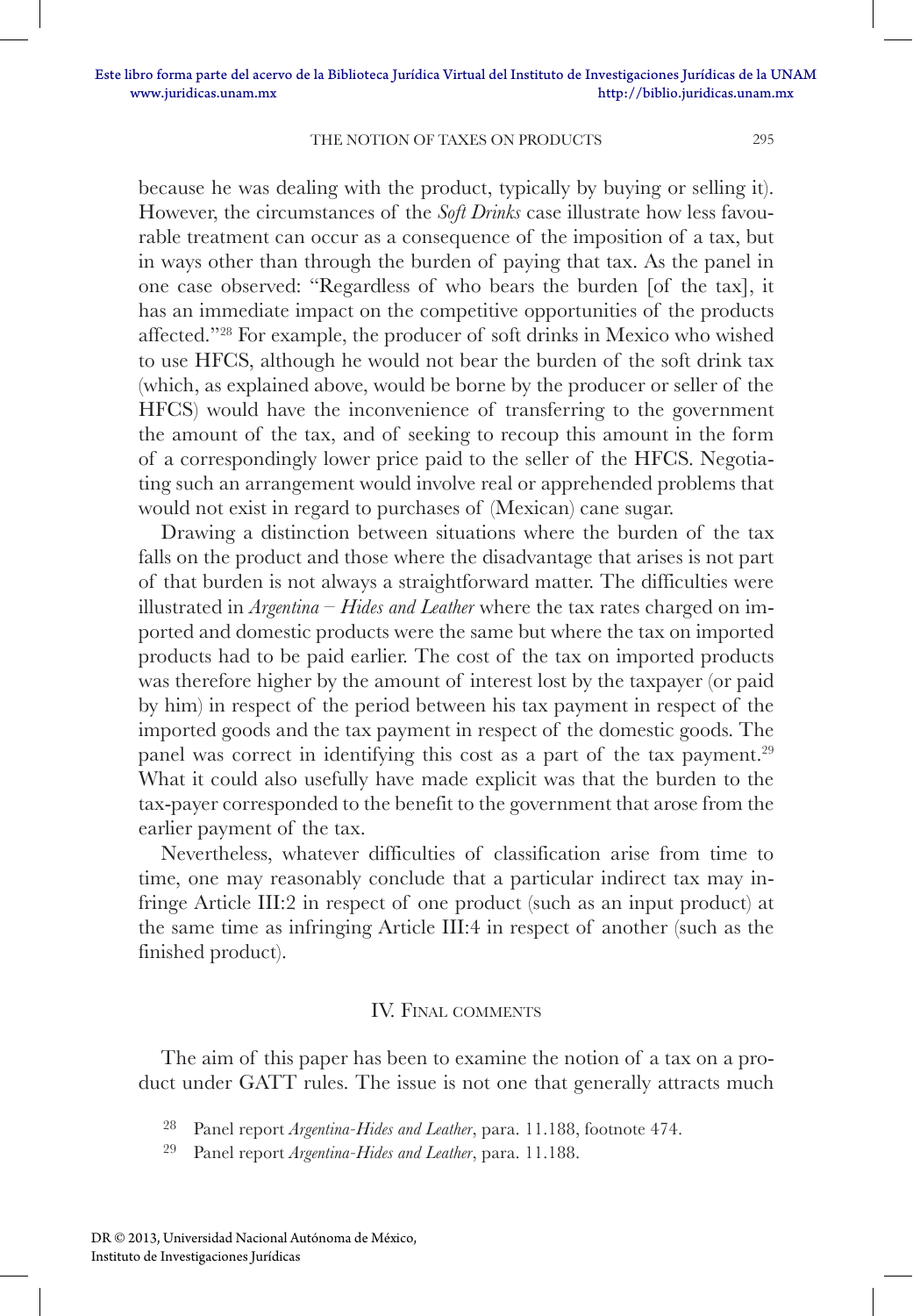because he was dealing with the product, typically by buying or selling it). However, the circumstances of the *Soft Drinks* case illustrate how less favourable treatment can occur as a consequence of the imposition of a tax, but in ways other than through the burden of paying that tax. As the panel in one case observed: "Regardless of who bears the burden [of the tax], it has an immediate impact on the competitive opportunities of the products affected."[28] For example, the producer of soft drinks in Mexico who wished to use HFCS, although he would not bear the burden of the soft drink tax (which, as explained above, would be borne by the producer or seller of the HFCS) would have the inconvenience of transferring to the government the amount of the tax, and of seeking to recoup this amount in the form of a correspondingly lower price paid to the seller of the HFCS. Negotiating such an arrangement would involve real or apprehended problems that would not exist in regard to purchases of (Mexican) cane sugar.

Drawing a distinction between situations where the burden of the tax falls on the product and those where the disadvantage that arises is not part of that burden is not always a straightforward matter. The difficulties were illustrated in *Argentina – Hides and Leather* where the tax rates charged on imported and domestic products were the same but where the tax on imported products had to be paid earlier. The cost of the tax on imported products was therefore higher by the amount of interest lost by the taxpayer (or paid by him) in respect of the period between his tax payment in respect of the imported goods and the tax payment in respect of the domestic goods. The panel was correct in identifying this cost as a part of the tax payment.[29] What it could also usefully have made explicit was that the burden to the tax-payer corresponded to the benefit to the government that arose from the earlier payment of the tax.

Nevertheless, whatever difficulties of classification arise from time to time, one may reasonably conclude that a particular indirect tax may infringe Article III:2 in respect of one product (such as an input product) at the same time as infringing Article III:4 in respect of another (such as the finished product).

## IV. Final comments

The aim of this paper has been to examine the notion of a tax on a product under GATT rules. The issue is not one that generally attracts much

[28] Panel report *Argentina-Hides and Leather*, para. 11.188, footnote 474.

[29] Panel report *Argentina-Hides and Leather*, para. 11.188.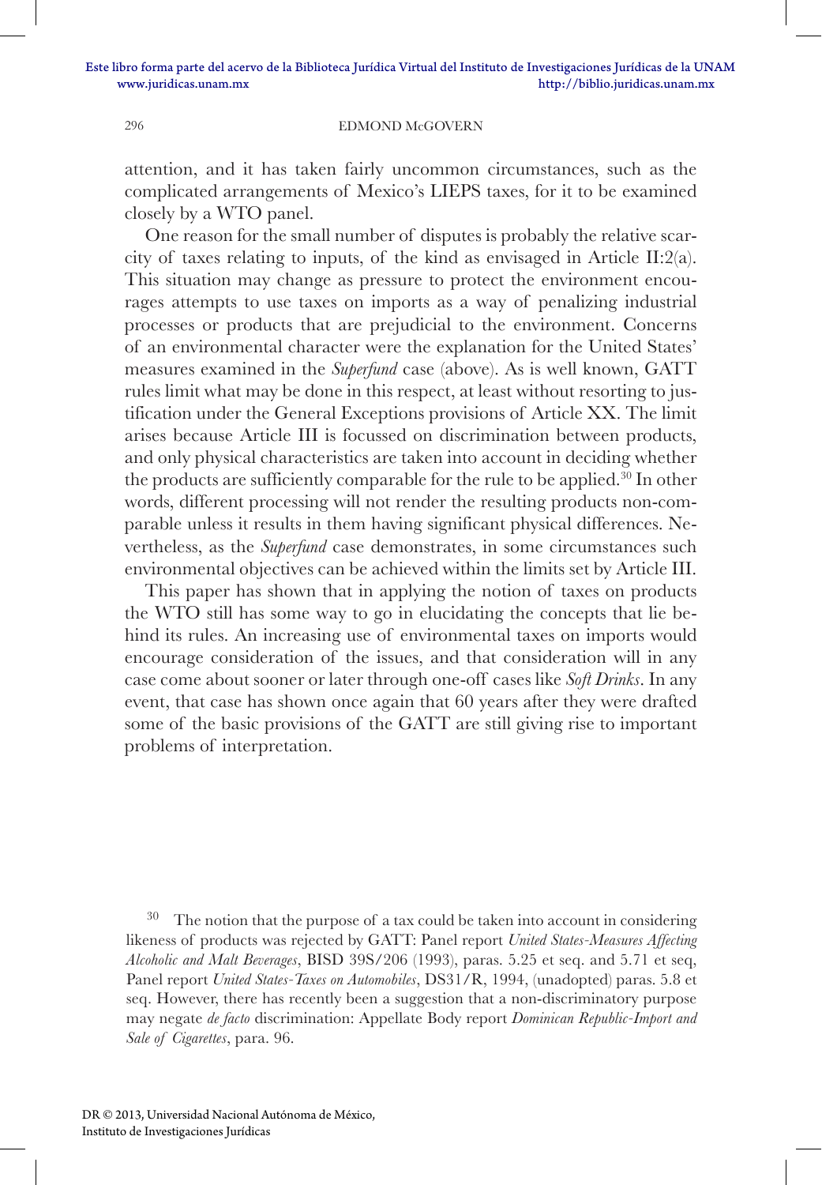attention, and it has taken fairly uncommon circumstances, such as the complicated arrangements of Mexico's LIEPS taxes, for it to be examined closely by a WTO panel.

One reason for the small number of disputes is probably the relative scarcity of taxes relating to inputs, of the kind as envisaged in Article II:2(a). This situation may change as pressure to protect the environment encourages attempts to use taxes on imports as a way of penalizing industrial processes or products that are prejudicial to the environment. Concerns of an environmental character were the explanation for the United States' measures examined in the *Superfund* case (above). As is well known, GATT rules limit what may be done in this respect, at least without resorting to justification under the General Exceptions provisions of Article XX. The limit arises because Article III is focussed on discrimination between products, and only physical characteristics are taken into account in deciding whether the products are sufficiently comparable for the rule to be applied.[30] In other words, different processing will not render the resulting products non-comparable unless it results in them having significant physical differences. Nevertheless, as the *Superfund* case demonstrates, in some circumstances such environmental objectives can be achieved within the limits set by Article III.

This paper has shown that in applying the notion of taxes on products the WTO still has some way to go in elucidating the concepts that lie behind its rules. An increasing use of environmental taxes on imports would encourage consideration of the issues, and that consideration will in any case come about sooner or later through one-off cases like *Soft Drinks*. In any event, that case has shown once again that 60 years after they were drafted some of the basic provisions of the GATT are still giving rise to important problems of interpretation.

[30] The notion that the purpose of a tax could be taken into account in considering likeness of products was rejected by GATT: Panel report *United States-Measures Affecting Alcoholic and Malt Beverages*, BISD 39S/206 (1993), paras. 5.25 et seq. and 5.71 et seq, Panel report *United States-Taxes on Automobiles*, DS31/R, 1994, (unadopted) paras. 5.8 et seq. However, there has recently been a suggestion that a non-discriminatory purpose may negate *de facto* discrimination: Appellate Body report *Dominican Republic-Import and Sale of Cigarettes*, para. 96.